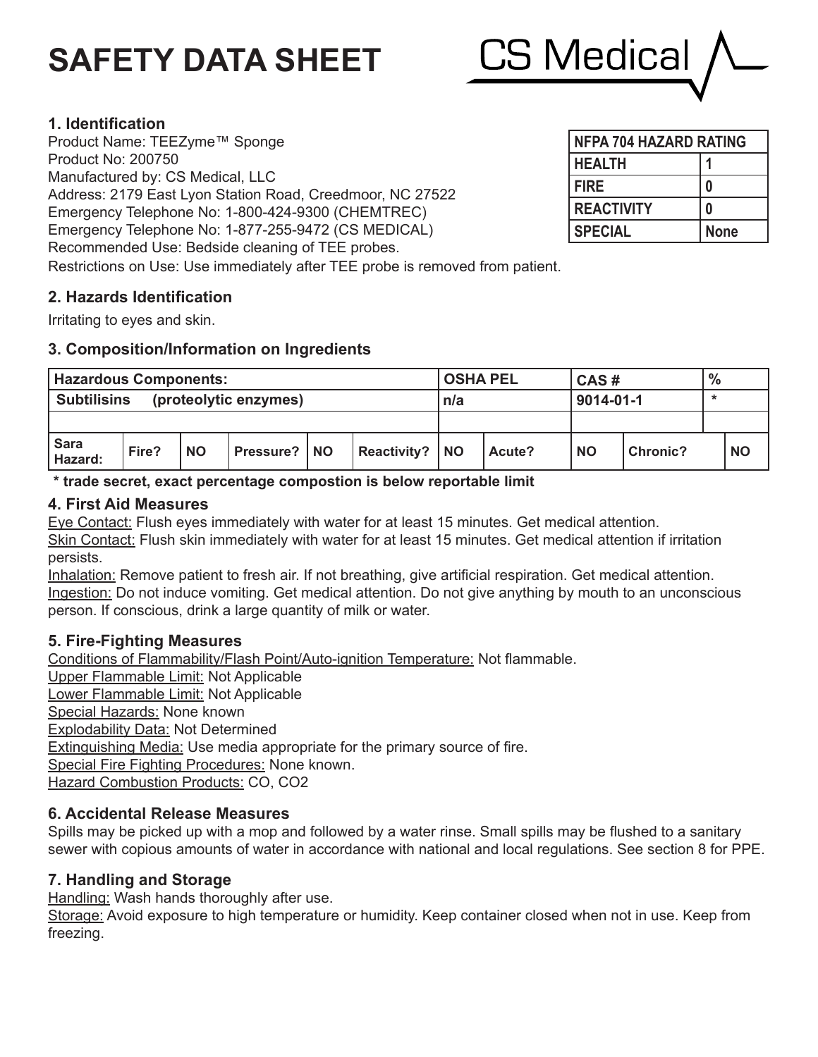# SAFETY DATA SHEET

CS Medical

## 1. Identification

Product Name: TEEZyme™ Sponge
Product No: 200750
Manufactured by: CS Medical, LLC
Address: 2179 East Lyon Station Road, Creedmoor, NC 27522
Emergency Telephone No: 1-800-424-9300 (CHEMTREC)
Emergency Telephone No: 1-877-255-9472 (CS MEDICAL)
Recommended Use: Bedside cleaning of TEE probes.
Restrictions on Use: Use immediately after TEE probe is removed from patient.

| NFPA 704 HAZARD RATING | |
|---|---|
| HEALTH | 1 |
| FIRE | 0 |
| REACTIVITY | 0 |
| SPECIAL | None |

## 2. Hazards Identification

Irritating to eyes and skin.

## 3. Composition/Information on Ingredients

| Hazardous Components: | | | | | | OSHA PEL | | CAS # | | % | |
|---|---|---|---|---|---|---|---|---|---|---|---|
| Subtilisins (proteolytic enzymes) | | | | | | n/a | | 9014-01-1 | | * | |
| | | | | | | | | | | | |
| Sara Hazard: | Fire? | NO | Pressure? | NO | Reactivity? | NO | Acute? | NO | Chronic? | | NO |

**\* trade secret, exact percentage compostion is below reportable limit**

## 4. First Aid Measures

Eye Contact: Flush eyes immediately with water for at least 15 minutes. Get medical attention.
Skin Contact: Flush skin immediately with water for at least 15 minutes. Get medical attention if irritation persists.
Inhalation: Remove patient to fresh air. If not breathing, give artificial respiration. Get medical attention.
Ingestion: Do not induce vomiting. Get medical attention. Do not give anything by mouth to an unconscious person. If conscious, drink a large quantity of milk or water.

## 5. Fire-Fighting Measures

Conditions of Flammability/Flash Point/Auto-ignition Temperature: Not flammable.
Upper Flammable Limit: Not Applicable
Lower Flammable Limit: Not Applicable
Special Hazards: None known
Explodability Data: Not Determined
Extinguishing Media: Use media appropriate for the primary source of fire.
Special Fire Fighting Procedures: None known.
Hazard Combustion Products: CO, $CO_2$

## 6. Accidental Release Measures

Spills may be picked up with a mop and followed by a water rinse. Small spills may be flushed to a sanitary sewer with copious amounts of water in accordance with national and local regulations. See section 8 for PPE.

## 7. Handling and Storage

Handling: Wash hands thoroughly after use.
Storage: Avoid exposure to high temperature or humidity. Keep container closed when not in use. Keep from freezing.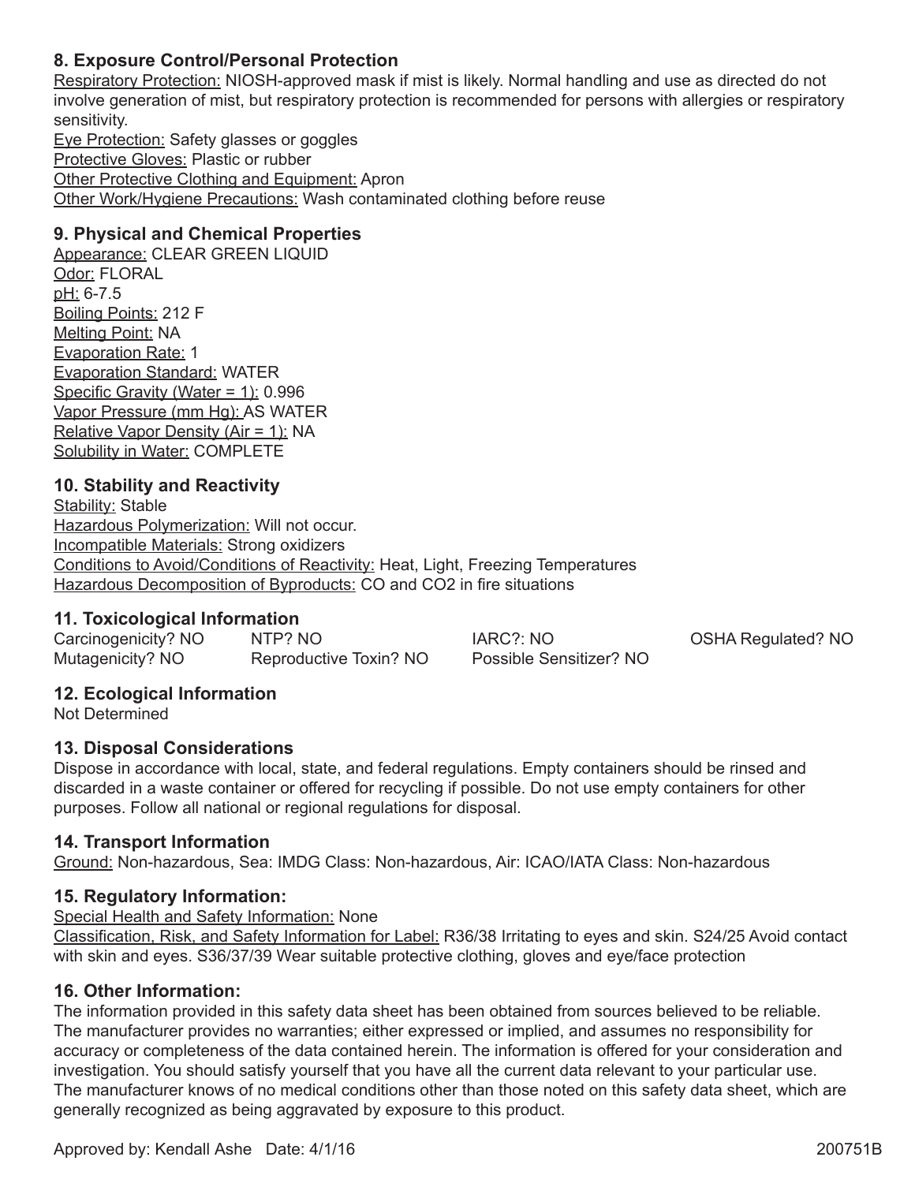## 8. Exposure Control/Personal Protection

Respiratory Protection: NIOSH-approved mask if mist is likely. Normal handling and use as directed do not involve generation of mist, but respiratory protection is recommended for persons with allergies or respiratory sensitivity.
Eye Protection: Safety glasses or goggles
Protective Gloves: Plastic or rubber
Other Protective Clothing and Equipment: Apron
Other Work/Hygiene Precautions: Wash contaminated clothing before reuse

## 9. Physical and Chemical Properties

Appearance: CLEAR GREEN LIQUID
Odor: FLORAL
pH: 6-7.5
Boiling Points: 212 F
Melting Point: NA
Evaporation Rate: 1
Evaporation Standard: WATER
Specific Gravity (Water = 1): 0.996
Vapor Pressure (mm Hg): AS WATER
Relative Vapor Density (Air = 1): NA
Solubility in Water: COMPLETE

## 10. Stability and Reactivity

Stability: Stable
Hazardous Polymerization: Will not occur.
Incompatible Materials: Strong oxidizers
Conditions to Avoid/Conditions of Reactivity: Heat, Light, Freezing Temperatures
Hazardous Decomposition of Byproducts: CO and $CO_2$ in fire situations

## 11. Toxicological Information

| | | | |
|---|---|---|---|
| Carcinogenicity? NO | NTP? NO | IARC?: NO | OSHA Regulated? NO |
| Mutagenicity? NO | Reproductive Toxin? NO | Possible Sensitizer? NO | |

## 12. Ecological Information

Not Determined

## 13. Disposal Considerations

Dispose in accordance with local, state, and federal regulations. Empty containers should be rinsed and discarded in a waste container or offered for recycling if possible. Do not use empty containers for other purposes. Follow all national or regional regulations for disposal.

## 14. Transport Information

Ground: Non-hazardous, Sea: IMDG Class: Non-hazardous, Air: ICAO/IATA Class: Non-hazardous

## 15. Regulatory Information:

Special Health and Safety Information: None
Classification, Risk, and Safety Information for Label: R36/38 Irritating to eyes and skin. S24/25 Avoid contact with skin and eyes. S36/37/39 Wear suitable protective clothing, gloves and eye/face protection

## 16. Other Information:

The information provided in this safety data sheet has been obtained from sources believed to be reliable. The manufacturer provides no warranties; either expressed or implied, and assumes no responsibility for accuracy or completeness of the data contained herein. The information is offered for your consideration and investigation. You should satisfy yourself that you have all the current data relevant to your particular use. The manufacturer knows of no medical conditions other than those noted on this safety data sheet, which are generally recognized as being aggravated by exposure to this product.

Approved by: Kendall Ashe Date: 4/1/16 200751B